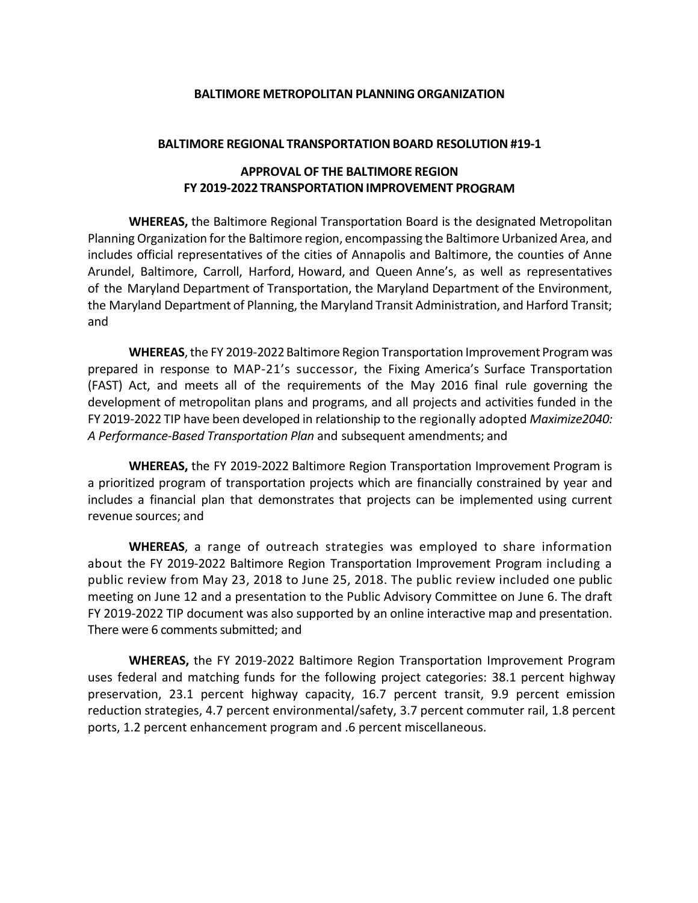**BALTIMORE METROPOLITAN PLANNING ORGANIZATION**

**BALTIMORE REGIONAL TRANSPORTATION BOARD RESOLUTION #19-1**

**APPROVAL OF THE BALTIMORE REGION FY 2019-2022 TRANSPORTATION IMPROVEMENT PROGRAM**

**WHEREAS,** the Baltimore Regional Transportation Board is the designated Metropolitan Planning Organization for the Baltimore region, encompassing the Baltimore Urbanized Area, and includes official representatives of the cities of Annapolis and Baltimore, the counties of Anne Arundel, Baltimore, Carroll, Harford, Howard, and Queen Anne's, as well as representatives of the Maryland Department of Transportation, the Maryland Department of the Environment, the Maryland Department of Planning, the Maryland Transit Administration, and Harford Transit; and

**WHEREAS**, the FY 2019-2022 Baltimore Region Transportation Improvement Program was prepared in response to MAP-21's successor, the Fixing America's Surface Transportation (FAST) Act, and meets all of the requirements of the May 2016 final rule governing the development of metropolitan plans and programs, and all projects and activities funded in the FY 2019-2022 TIP have been developed in relationship to the regionally adopted *Maximize2040: A Performance-Based Transportation Plan* and subsequent amendments; and

**WHEREAS,** the FY 2019-2022 Baltimore Region Transportation Improvement Program is a prioritized program of transportation projects which are financially constrained by year and includes a financial plan that demonstrates that projects can be implemented using current revenue sources; and

**WHEREAS**, a range of outreach strategies was employed to share information about the FY 2019-2022 Baltimore Region Transportation Improvement Program including a public review from May 23, 2018 to June 25, 2018. The public review included one public meeting on June 12 and a presentation to the Public Advisory Committee on June 6. The draft FY 2019-2022 TIP document was also supported by an online interactive map and presentation. There were 6 comments submitted; and

**WHEREAS,** the FY 2019-2022 Baltimore Region Transportation Improvement Program uses federal and matching funds for the following project categories: 38.1 percent highway preservation, 23.1 percent highway capacity, 16.7 percent transit, 9.9 percent emission reduction strategies, 4.7 percent environmental/safety, 3.7 percent commuter rail, 1.8 percent ports, 1.2 percent enhancement program and .6 percent miscellaneous.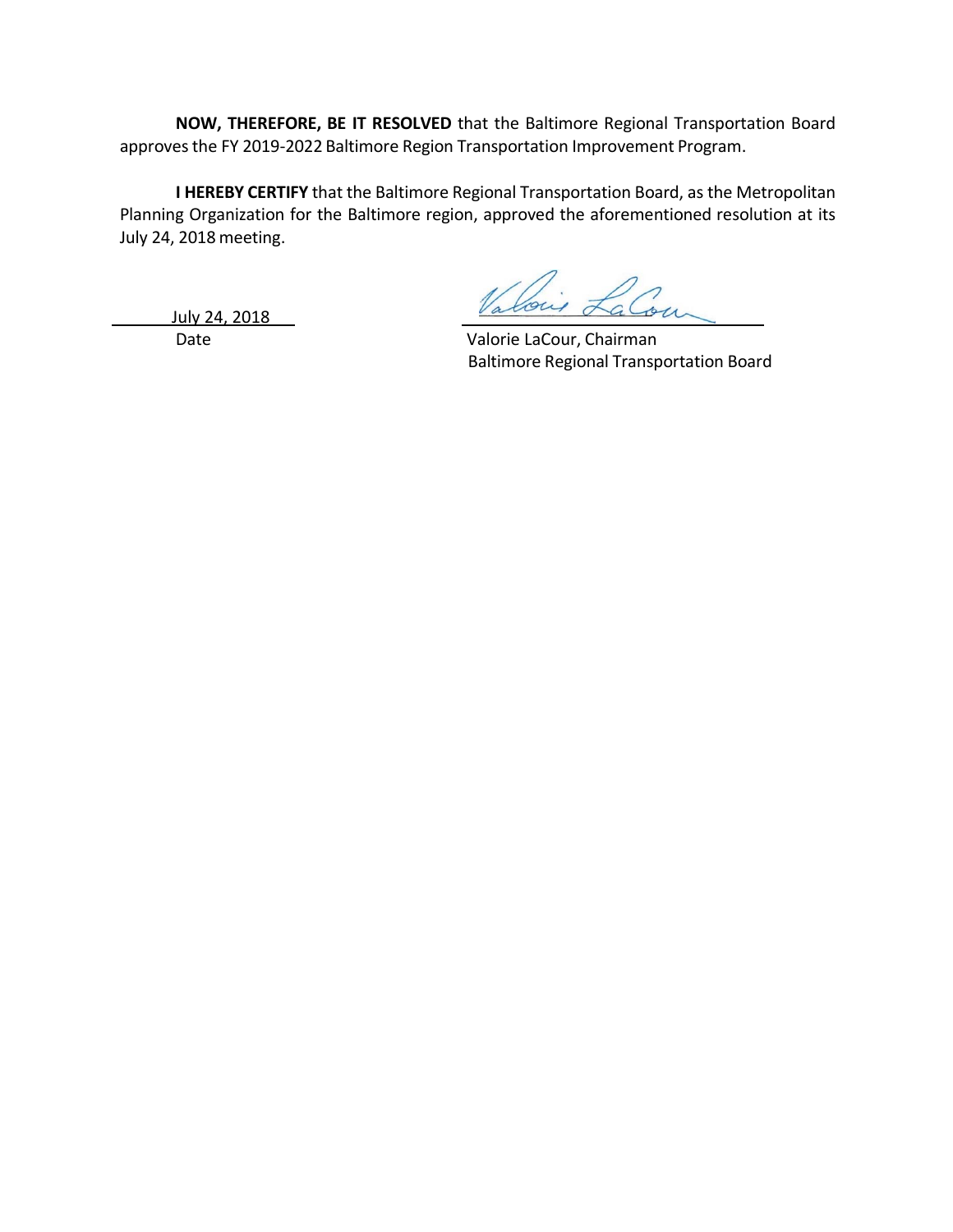**NOW, THEREFORE, BE IT RESOLVED** that the Baltimore Regional Transportation Board approves the FY 2019-2022 Baltimore Region Transportation Improvement Program.

**I HEREBY CERTIFY** that the Baltimore Regional Transportation Board, as the Metropolitan Planning Organization for the Baltimore region, approved the aforementioned resolution at its July 24, 2018 meeting.

July 24, 2018
Date

Valorie LaCour, Chairman
Baltimore Regional Transportation Board